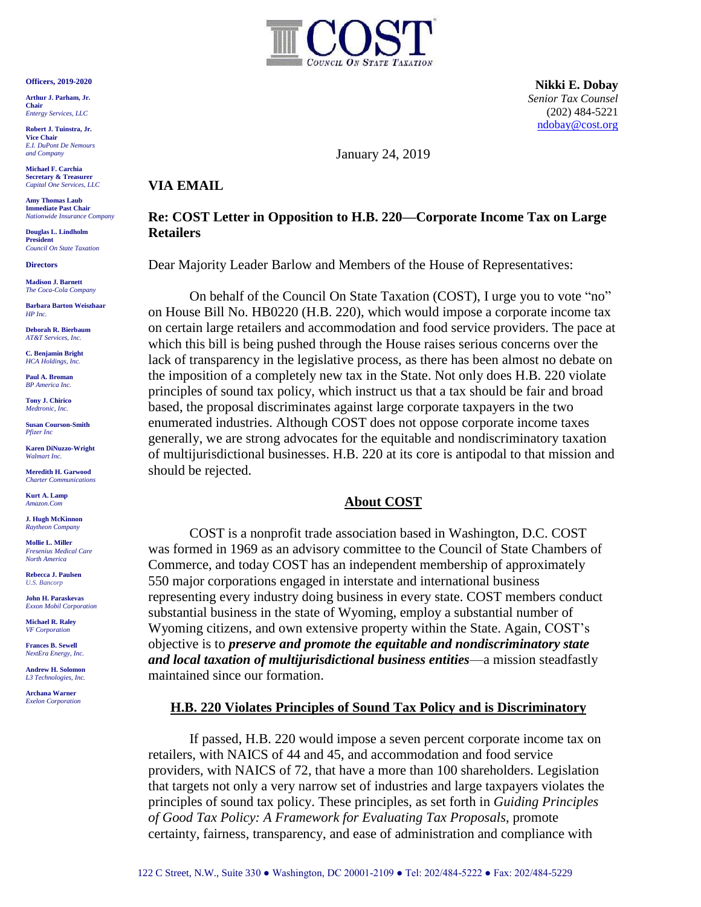**COST**
COUNCIL ON STATE TAXATION

**Officers, 2019-2020**

**Arthur J. Parham, Jr.**
**Chair**
*Entergy Services, LLC*

**Robert J. Tuinstra, Jr.**
**Vice Chair**
*E.I. DuPont De Nemours and Company*

**Michael F. Carchia**
**Secretary & Treasurer**
*Capital One Services, LLC*

**Amy Thomas Laub**
**Immediate Past Chair**
*Nationwide Insurance Company*

**Douglas L. Lindholm**
**President**
*Council On State Taxation*

**Directors**

**Madison J. Barnett**
*The Coca-Cola Company*

**Barbara Barton Weiszhaar**
*HP Inc.*

**Deborah R. Bierbaum**
*AT&T Services, Inc.*

**C. Benjamin Bright**
*HCA Holdings, Inc.*

**Paul A. Broman**
*BP America Inc.*

**Tony J. Chirico**
*Medtronic, Inc.*

**Susan Courson-Smith**
*Pfizer Inc*

**Karen DiNuzzo-Wright**
*Walmart Inc.*

**Meredith H. Garwood**
*Charter Communications*

**Kurt A. Lamp**
*Amazon.Com*

**J. Hugh McKinnon**
*Raytheon Company*

**Mollie L. Miller**
*Fresenius Medical Care North America*

**Rebecca J. Paulsen**
*U.S. Bancorp*

**John H. Paraskevas**
*Exxon Mobil Corporation*

**Michael R. Raley**
*VF Corporation*

**Frances B. Sewell**
*NextEra Energy, Inc.*

**Andrew H. Solomon**
*L3 Technologies, Inc.*

**Archana Warner**
*Exelon Corporation*

**Nikki E. Dobay**
*Senior Tax Counsel*
(202) 484-5221
ndobay@cost.org

January 24, 2019

**VIA EMAIL**

**Re: COST Letter in Opposition to H.B. 220—Corporate Income Tax on Large Retailers**

Dear Majority Leader Barlow and Members of the House of Representatives:

On behalf of the Council On State Taxation (COST), I urge you to vote "no" on House Bill No. HB0220 (H.B. 220), which would impose a corporate income tax on certain large retailers and accommodation and food service providers. The pace at which this bill is being pushed through the House raises serious concerns over the lack of transparency in the legislative process, as there has been almost no debate on the imposition of a completely new tax in the State. Not only does H.B. 220 violate principles of sound tax policy, which instruct us that a tax should be fair and broad based, the proposal discriminates against large corporate taxpayers in the two enumerated industries. Although COST does not oppose corporate income taxes generally, we are strong advocates for the equitable and nondiscriminatory taxation of multijurisdictional businesses. H.B. 220 at its core is antipodal to that mission and should be rejected.

## About COST

COST is a nonprofit trade association based in Washington, D.C. COST was formed in 1969 as an advisory committee to the Council of State Chambers of Commerce, and today COST has an independent membership of approximately 550 major corporations engaged in interstate and international business representing every industry doing business in every state. COST members conduct substantial business in the state of Wyoming, employ a substantial number of Wyoming citizens, and own extensive property within the State. Again, COST's objective is to ***preserve and promote the equitable and nondiscriminatory state and local taxation of multijurisdictional business entities***—a mission steadfastly maintained since our formation.

## H.B. 220 Violates Principles of Sound Tax Policy and is Discriminatory

If passed, H.B. 220 would impose a seven percent corporate income tax on retailers, with NAICS of 44 and 45, and accommodation and food service providers, with NAICS of 72, that have a more than 100 shareholders. Legislation that targets not only a very narrow set of industries and large taxpayers violates the principles of sound tax policy. These principles, as set forth in *Guiding Principles of Good Tax Policy: A Framework for Evaluating Tax Proposals*, promote certainty, fairness, transparency, and ease of administration and compliance with

122 C Street, N.W., Suite 330 ● Washington, DC 20001-2109 ● Tel: 202/484-5222 ● Fax: 202/484-5229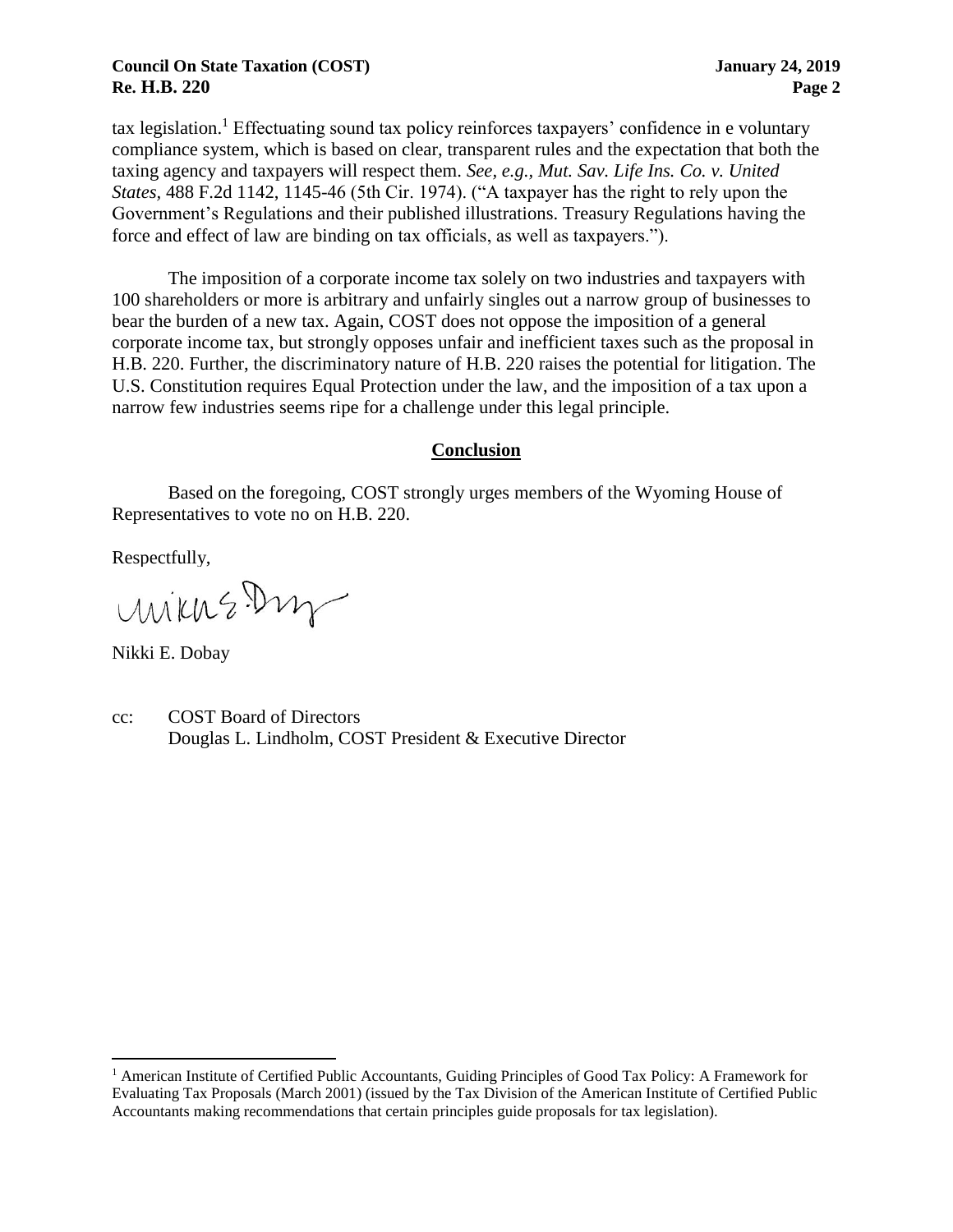tax legislation.[1] Effectuating sound tax policy reinforces taxpayers' confidence in e voluntary compliance system, which is based on clear, transparent rules and the expectation that both the taxing agency and taxpayers will respect them. *See, e.g., Mut. Sav. Life Ins. Co. v. United States*, 488 F.2d 1142, 1145-46 (5th Cir. 1974). ("A taxpayer has the right to rely upon the Government's Regulations and their published illustrations. Treasury Regulations having the force and effect of law are binding on tax officials, as well as taxpayers.").

The imposition of a corporate income tax solely on two industries and taxpayers with 100 shareholders or more is arbitrary and unfairly singles out a narrow group of businesses to bear the burden of a new tax. Again, COST does not oppose the imposition of a general corporate income tax, but strongly opposes unfair and inefficient taxes such as the proposal in H.B. 220. Further, the discriminatory nature of H.B. 220 raises the potential for litigation. The U.S. Constitution requires Equal Protection under the law, and the imposition of a tax upon a narrow few industries seems ripe for a challenge under this legal principle.

## Conclusion

Based on the foregoing, COST strongly urges members of the Wyoming House of Representatives to vote no on H.B. 220.

Respectfully,

Nikki E. Dobay

cc: COST Board of Directors
Douglas L. Lindholm, COST President & Executive Director

[1] American Institute of Certified Public Accountants, Guiding Principles of Good Tax Policy: A Framework for Evaluating Tax Proposals (March 2001) (issued by the Tax Division of the American Institute of Certified Public Accountants making recommendations that certain principles guide proposals for tax legislation).